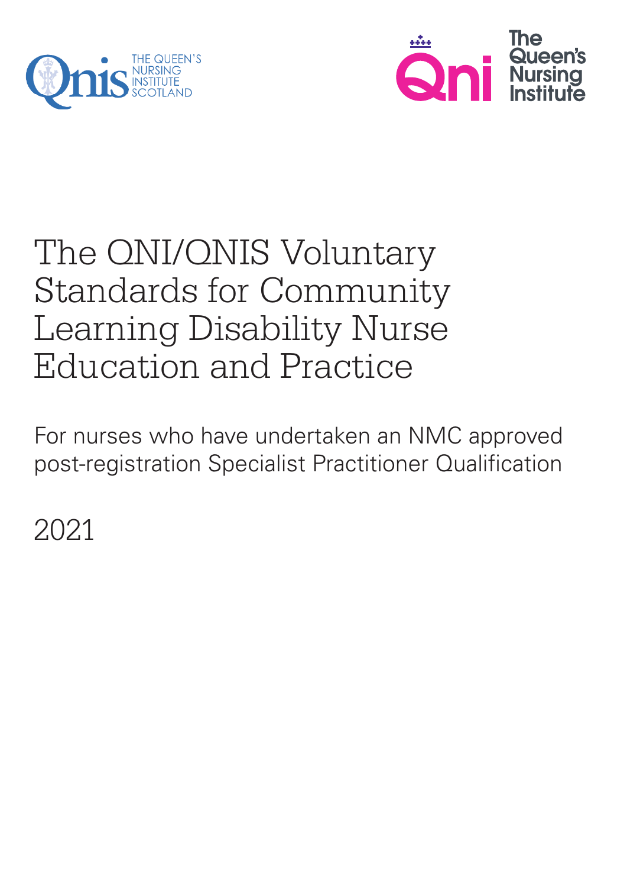THE QUEEN'S NURSING INSTITUTE SCOTLAND

The Queen's Nursing Institute

# The QNI/QNIS Voluntary Standards for Community Learning Disability Nurse Education and Practice

For nurses who have undertaken an NMC approved post-registration Specialist Practitioner Qualification

2021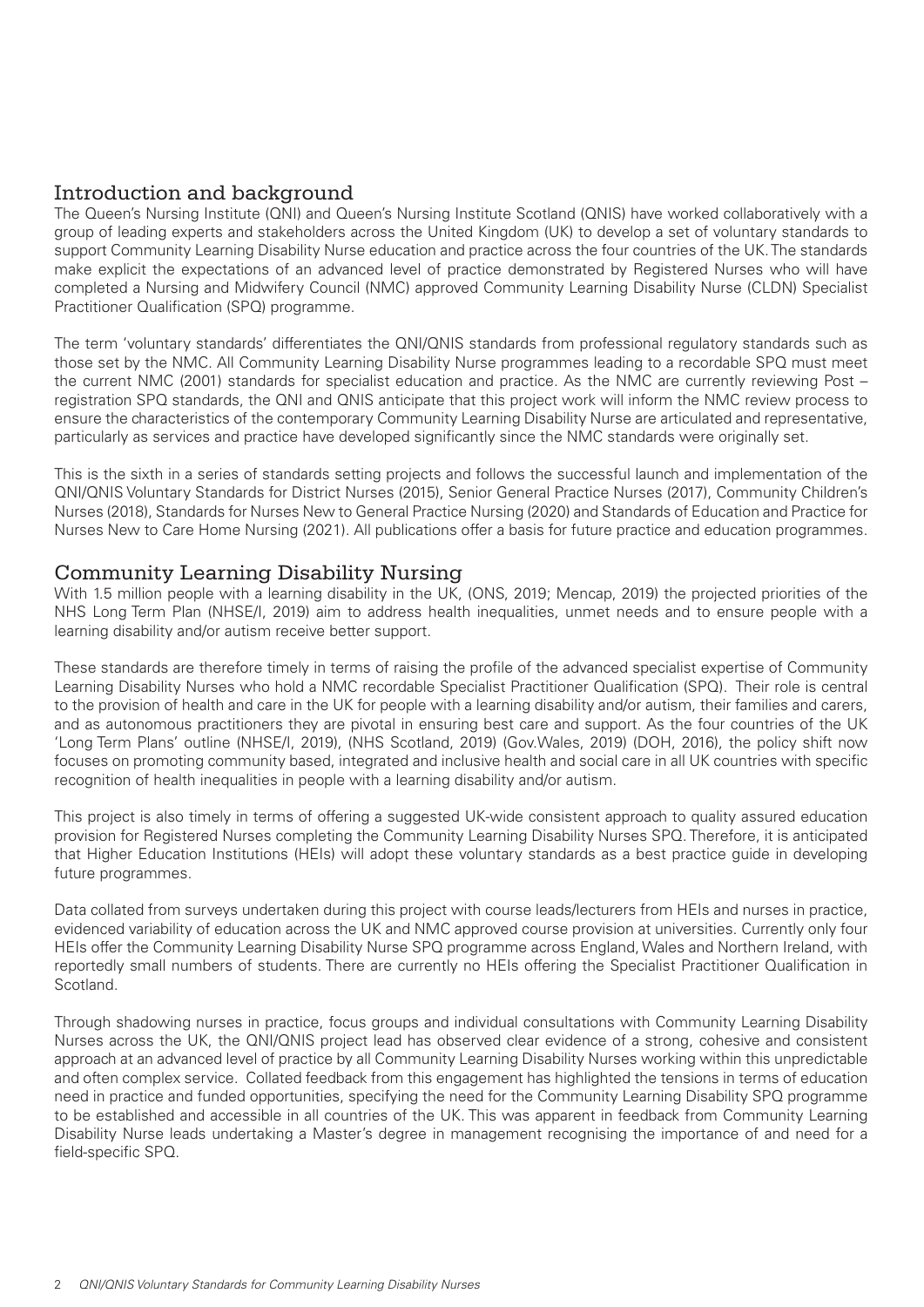## Introduction and background

The Queen's Nursing Institute (QNI) and Queen's Nursing Institute Scotland (QNIS) have worked collaboratively with a group of leading experts and stakeholders across the United Kingdom (UK) to develop a set of voluntary standards to support Community Learning Disability Nurse education and practice across the four countries of the UK. The standards make explicit the expectations of an advanced level of practice demonstrated by Registered Nurses who will have completed a Nursing and Midwifery Council (NMC) approved Community Learning Disability Nurse (CLDN) Specialist Practitioner Qualification (SPQ) programme.

The term 'voluntary standards' differentiates the QNI/QNIS standards from professional regulatory standards such as those set by the NMC. All Community Learning Disability Nurse programmes leading to a recordable SPQ must meet the current NMC (2001) standards for specialist education and practice. As the NMC are currently reviewing Post – registration SPQ standards, the QNI and QNIS anticipate that this project work will inform the NMC review process to ensure the characteristics of the contemporary Community Learning Disability Nurse are articulated and representative, particularly as services and practice have developed significantly since the NMC standards were originally set.

This is the sixth in a series of standards setting projects and follows the successful launch and implementation of the QNI/QNIS Voluntary Standards for District Nurses (2015), Senior General Practice Nurses (2017), Community Children's Nurses (2018), Standards for Nurses New to General Practice Nursing (2020) and Standards of Education and Practice for Nurses New to Care Home Nursing (2021). All publications offer a basis for future practice and education programmes.

## Community Learning Disability Nursing

With 1.5 million people with a learning disability in the UK, (ONS, 2019; Mencap, 2019) the projected priorities of the NHS Long Term Plan (NHSE/I, 2019) aim to address health inequalities, unmet needs and to ensure people with a learning disability and/or autism receive better support.

These standards are therefore timely in terms of raising the profile of the advanced specialist expertise of Community Learning Disability Nurses who hold a NMC recordable Specialist Practitioner Qualification (SPQ). Their role is central to the provision of health and care in the UK for people with a learning disability and/or autism, their families and carers, and as autonomous practitioners they are pivotal in ensuring best care and support. As the four countries of the UK 'Long Term Plans' outline (NHSE/I, 2019), (NHS Scotland, 2019) (Gov.Wales, 2019) (DOH, 2016), the policy shift now focuses on promoting community based, integrated and inclusive health and social care in all UK countries with specific recognition of health inequalities in people with a learning disability and/or autism.

This project is also timely in terms of offering a suggested UK-wide consistent approach to quality assured education provision for Registered Nurses completing the Community Learning Disability Nurses SPQ. Therefore, it is anticipated that Higher Education Institutions (HEIs) will adopt these voluntary standards as a best practice guide in developing future programmes.

Data collated from surveys undertaken during this project with course leads/lecturers from HEIs and nurses in practice, evidenced variability of education across the UK and NMC approved course provision at universities. Currently only four HEIs offer the Community Learning Disability Nurse SPQ programme across England, Wales and Northern Ireland, with reportedly small numbers of students. There are currently no HEIs offering the Specialist Practitioner Qualification in Scotland.

Through shadowing nurses in practice, focus groups and individual consultations with Community Learning Disability Nurses across the UK, the QNI/QNIS project lead has observed clear evidence of a strong, cohesive and consistent approach at an advanced level of practice by all Community Learning Disability Nurses working within this unpredictable and often complex service. Collated feedback from this engagement has highlighted the tensions in terms of education need in practice and funded opportunities, specifying the need for the Community Learning Disability SPQ programme to be established and accessible in all countries of the UK. This was apparent in feedback from Community Learning Disability Nurse leads undertaking a Master's degree in management recognising the importance of and need for a field-specific SPQ.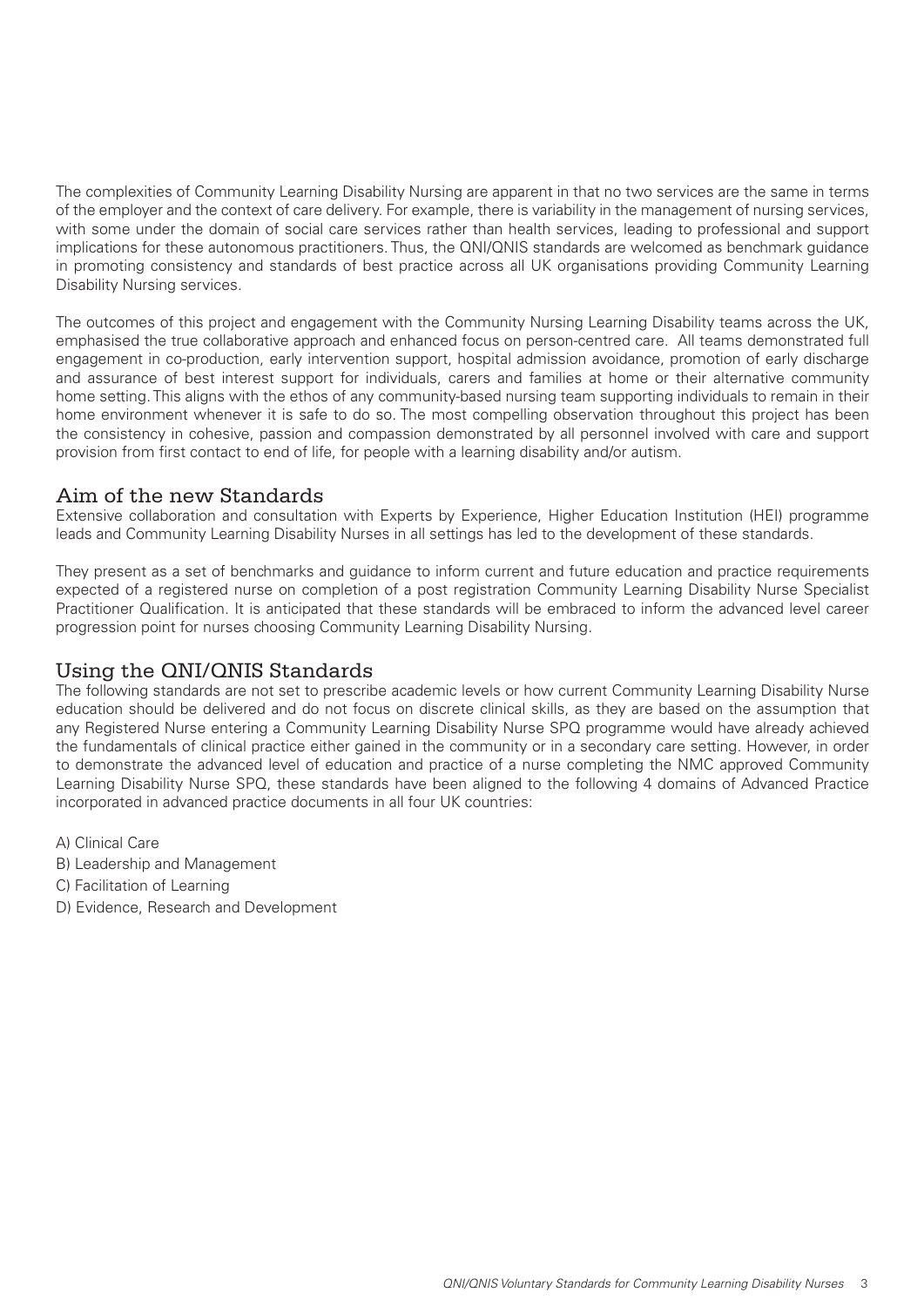The complexities of Community Learning Disability Nursing are apparent in that no two services are the same in terms of the employer and the context of care delivery. For example, there is variability in the management of nursing services, with some under the domain of social care services rather than health services, leading to professional and support implications for these autonomous practitioners. Thus, the QNI/QNIS standards are welcomed as benchmark guidance in promoting consistency and standards of best practice across all UK organisations providing Community Learning Disability Nursing services.

The outcomes of this project and engagement with the Community Nursing Learning Disability teams across the UK, emphasised the true collaborative approach and enhanced focus on person-centred care. All teams demonstrated full engagement in co-production, early intervention support, hospital admission avoidance, promotion of early discharge and assurance of best interest support for individuals, carers and families at home or their alternative community home setting. This aligns with the ethos of any community-based nursing team supporting individuals to remain in their home environment whenever it is safe to do so. The most compelling observation throughout this project has been the consistency in cohesive, passion and compassion demonstrated by all personnel involved with care and support provision from first contact to end of life, for people with a learning disability and/or autism.

## Aim of the new Standards

Extensive collaboration and consultation with Experts by Experience, Higher Education Institution (HEI) programme leads and Community Learning Disability Nurses in all settings has led to the development of these standards.

They present as a set of benchmarks and guidance to inform current and future education and practice requirements expected of a registered nurse on completion of a post registration Community Learning Disability Nurse Specialist Practitioner Qualification. It is anticipated that these standards will be embraced to inform the advanced level career progression point for nurses choosing Community Learning Disability Nursing.

## Using the QNI/QNIS Standards

The following standards are not set to prescribe academic levels or how current Community Learning Disability Nurse education should be delivered and do not focus on discrete clinical skills, as they are based on the assumption that any Registered Nurse entering a Community Learning Disability Nurse SPQ programme would have already achieved the fundamentals of clinical practice either gained in the community or in a secondary care setting. However, in order to demonstrate the advanced level of education and practice of a nurse completing the NMC approved Community Learning Disability Nurse SPQ, these standards have been aligned to the following 4 domains of Advanced Practice incorporated in advanced practice documents in all four UK countries:

A) Clinical Care
B) Leadership and Management
C) Facilitation of Learning
D) Evidence, Research and Development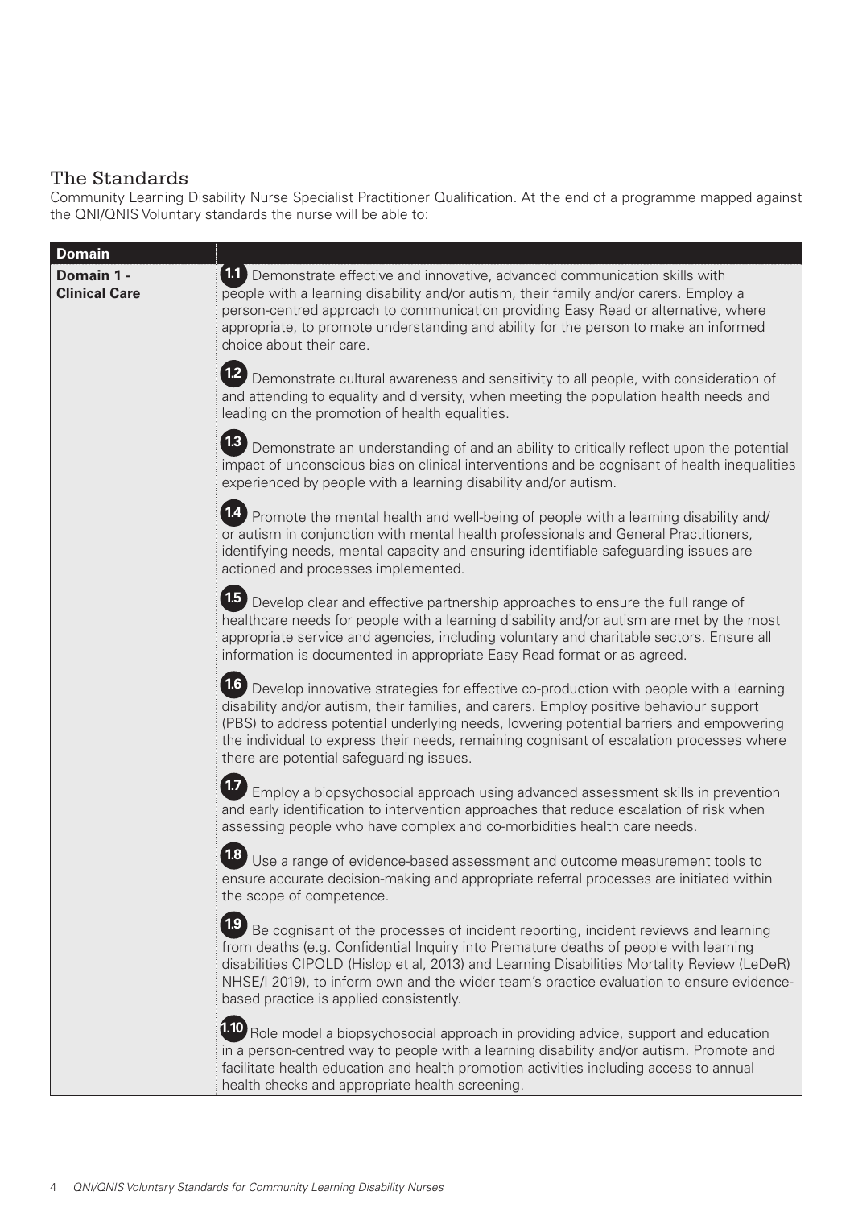## The Standards

Community Learning Disability Nurse Specialist Practitioner Qualification. At the end of a programme mapped against the QNI/QNIS Voluntary standards the nurse will be able to:

| Domain | |
|---|---|
| **Domain 1 - Clinical Care** | **1.1** Demonstrate effective and innovative, advanced communication skills with people with a learning disability and/or autism, their family and/or carers. Employ a person-centred approach to communication providing Easy Read or alternative, where appropriate, to promote understanding and ability for the person to make an informed choice about their care. |
| | **1.2** Demonstrate cultural awareness and sensitivity to all people, with consideration of and attending to equality and diversity, when meeting the population health needs and leading on the promotion of health equalities. |
| | **1.3** Demonstrate an understanding of and an ability to critically reflect upon the potential impact of unconscious bias on clinical interventions and be cognisant of health inequalities experienced by people with a learning disability and/or autism. |
| | **1.4** Promote the mental health and well-being of people with a learning disability and/or autism in conjunction with mental health professionals and General Practitioners, identifying needs, mental capacity and ensuring identifiable safeguarding issues are actioned and processes implemented. |
| | **1.5** Develop clear and effective partnership approaches to ensure the full range of healthcare needs for people with a learning disability and/or autism are met by the most appropriate service and agencies, including voluntary and charitable sectors. Ensure all information is documented in appropriate Easy Read format or as agreed. |
| | **1.6** Develop innovative strategies for effective co-production with people with a learning disability and/or autism, their families, and carers. Employ positive behaviour support (PBS) to address potential underlying needs, lowering potential barriers and empowering the individual to express their needs, remaining cognisant of escalation processes where there are potential safeguarding issues. |
| | **1.7** Employ a biopsychosocial approach using advanced assessment skills in prevention and early identification to intervention approaches that reduce escalation of risk when assessing people who have complex and co-morbidities health care needs. |
| | **1.8** Use a range of evidence-based assessment and outcome measurement tools to ensure accurate decision-making and appropriate referral processes are initiated within the scope of competence. |
| | **1.9** Be cognisant of the processes of incident reporting, incident reviews and learning from deaths (e.g. Confidential Inquiry into Premature deaths of people with learning disabilities CIPOLD (Hislop et al, 2013) and Learning Disabilities Mortality Review (LeDeR) NHSE/I 2019), to inform own and the wider team's practice evaluation to ensure evidence-based practice is applied consistently. |
| | **1.10** Role model a biopsychosocial approach in providing advice, support and education in a person-centred way to people with a learning disability and/or autism. Promote and facilitate health education and health promotion activities including access to annual health checks and appropriate health screening. |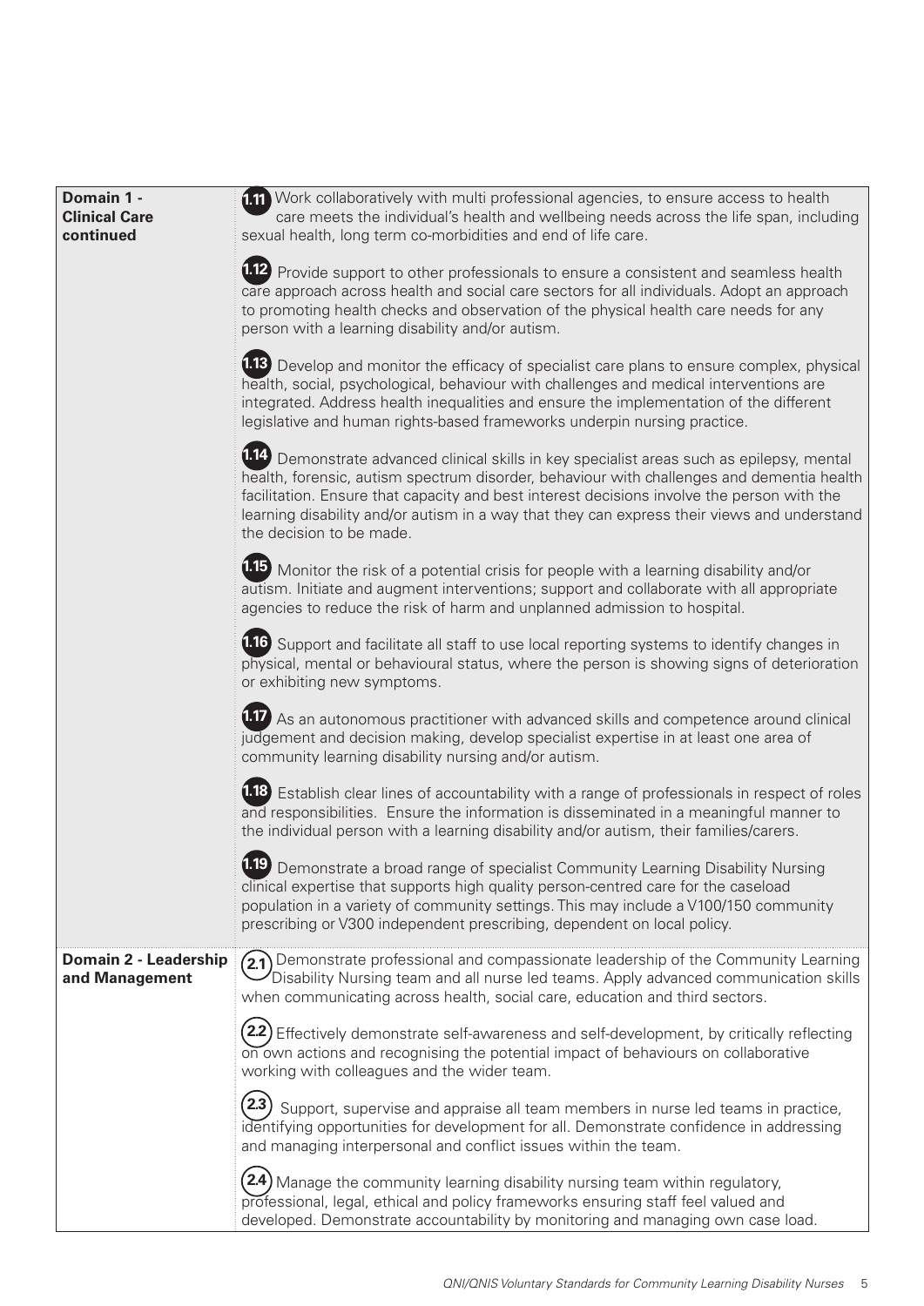| | |
|---|---|
| **Domain 1 - Clinical Care continued** | **1.11** Work collaboratively with multi professional agencies, to ensure access to health care meets the individual's health and wellbeing needs across the life span, including sexual health, long term co-morbidities and end of life care.<br><br>**1.12** Provide support to other professionals to ensure a consistent and seamless health care approach across health and social care sectors for all individuals. Adopt an approach to promoting health checks and observation of the physical health care needs for any person with a learning disability and/or autism.<br><br>**1.13** Develop and monitor the efficacy of specialist care plans to ensure complex, physical health, social, psychological, behaviour with challenges and medical interventions are integrated. Address health inequalities and ensure the implementation of the different legislative and human rights-based frameworks underpin nursing practice.<br><br>**1.14** Demonstrate advanced clinical skills in key specialist areas such as epilepsy, mental health, forensic, autism spectrum disorder, behaviour with challenges and dementia health facilitation. Ensure that capacity and best interest decisions involve the person with the learning disability and/or autism in a way that they can express their views and understand the decision to be made.<br><br>**1.15** Monitor the risk of a potential crisis for people with a learning disability and/or autism. Initiate and augment interventions; support and collaborate with all appropriate agencies to reduce the risk of harm and unplanned admission to hospital.<br><br>**1.16** Support and facilitate all staff to use local reporting systems to identify changes in physical, mental or behavioural status, where the person is showing signs of deterioration or exhibiting new symptoms.<br><br>**1.17** As an autonomous practitioner with advanced skills and competence around clinical judgement and decision making, develop specialist expertise in at least one area of community learning disability nursing and/or autism.<br><br>**1.18** Establish clear lines of accountability with a range of professionals in respect of roles and responsibilities. Ensure the information is disseminated in a meaningful manner to the individual person with a learning disability and/or autism, their families/carers.<br><br>**1.19** Demonstrate a broad range of specialist Community Learning Disability Nursing clinical expertise that supports high quality person-centred care for the caseload population in a variety of community settings. This may include a V100/150 community prescribing or V300 independent prescribing, dependent on local policy. |
| **Domain 2 - Leadership and Management** | **2.1** Demonstrate professional and compassionate leadership of the Community Learning Disability Nursing team and all nurse led teams. Apply advanced communication skills when communicating across health, social care, education and third sectors.<br><br>**2.2** Effectively demonstrate self-awareness and self-development, by critically reflecting on own actions and recognising the potential impact of behaviours on collaborative working with colleagues and the wider team.<br><br>**2.3** Support, supervise and appraise all team members in nurse led teams in practice, identifying opportunities for development for all. Demonstrate confidence in addressing and managing interpersonal and conflict issues within the team.<br><br>**2.4** Manage the community learning disability nursing team within regulatory, professional, legal, ethical and policy frameworks ensuring staff feel valued and developed. Demonstrate accountability by monitoring and managing own case load. |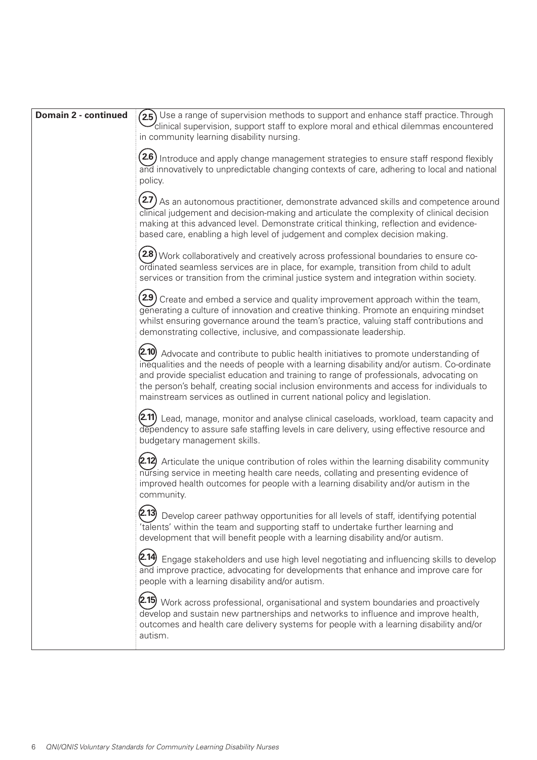| **Domain 2 - continued** | |
|---|---|
| | **2.5** Use a range of supervision methods to support and enhance staff practice. Through clinical supervision, support staff to explore moral and ethical dilemmas encountered in community learning disability nursing. |
| | **2.6** Introduce and apply change management strategies to ensure staff respond flexibly and innovatively to unpredictable changing contexts of care, adhering to local and national policy. |
| | **2.7** As an autonomous practitioner, demonstrate advanced skills and competence around clinical judgement and decision-making and articulate the complexity of clinical decision making at this advanced level. Demonstrate critical thinking, reflection and evidence-based care, enabling a high level of judgement and complex decision making. |
| | **2.8** Work collaboratively and creatively across professional boundaries to ensure co-ordinated seamless services are in place, for example, transition from child to adult services or transition from the criminal justice system and integration within society. |
| | **2.9** Create and embed a service and quality improvement approach within the team, generating a culture of innovation and creative thinking. Promote an enquiring mindset whilst ensuring governance around the team's practice, valuing staff contributions and demonstrating collective, inclusive, and compassionate leadership. |
| | **2.10** Advocate and contribute to public health initiatives to promote understanding of inequalities and the needs of people with a learning disability and/or autism. Co-ordinate and provide specialist education and training to range of professionals, advocating on the person's behalf, creating social inclusion environments and access for individuals to mainstream services as outlined in current national policy and legislation. |
| | **2.11** Lead, manage, monitor and analyse clinical caseloads, workload, team capacity and dependency to assure safe staffing levels in care delivery, using effective resource and budgetary management skills. |
| | **2.12** Articulate the unique contribution of roles within the learning disability community nursing service in meeting health care needs, collating and presenting evidence of improved health outcomes for people with a learning disability and/or autism in the community. |
| | **2.13** Develop career pathway opportunities for all levels of staff, identifying potential 'talents' within the team and supporting staff to undertake further learning and development that will benefit people with a learning disability and/or autism. |
| | **2.14** Engage stakeholders and use high level negotiating and influencing skills to develop and improve practice, advocating for developments that enhance and improve care for people with a learning disability and/or autism. |
| | **2.15** Work across professional, organisational and system boundaries and proactively develop and sustain new partnerships and networks to influence and improve health, outcomes and health care delivery systems for people with a learning disability and/or autism. |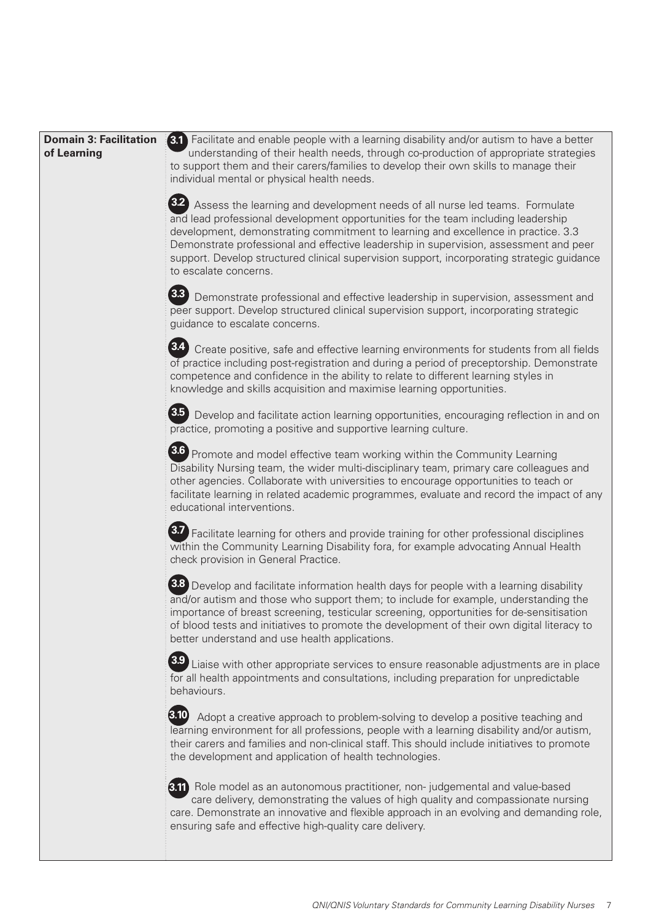| Domain | Standards |
|---|---|
| **Domain 3: Facilitation of Learning** | **3.1** Facilitate and enable people with a learning disability and/or autism to have a better understanding of their health needs, through co-production of appropriate strategies to support them and their carers/families to develop their own skills to manage their individual mental or physical health needs.<br><br>**3.2** Assess the learning and development needs of all nurse led teams. Formulate and lead professional development opportunities for the team including leadership development, demonstrating commitment to learning and excellence in practice. 3.3 Demonstrate professional and effective leadership in supervision, assessment and peer support. Develop structured clinical supervision support, incorporating strategic guidance to escalate concerns.<br><br>**3.3** Demonstrate professional and effective leadership in supervision, assessment and peer support. Develop structured clinical supervision support, incorporating strategic guidance to escalate concerns.<br><br>**3.4** Create positive, safe and effective learning environments for students from all fields of practice including post-registration and during a period of preceptorship. Demonstrate competence and confidence in the ability to relate to different learning styles in knowledge and skills acquisition and maximise learning opportunities.<br><br>**3.5** Develop and facilitate action learning opportunities, encouraging reflection in and on practice, promoting a positive and supportive learning culture.<br><br>**3.6** Promote and model effective team working within the Community Learning Disability Nursing team, the wider multi-disciplinary team, primary care colleagues and other agencies. Collaborate with universities to encourage opportunities to teach or facilitate learning in related academic programmes, evaluate and record the impact of any educational interventions.<br><br>**3.7** Facilitate learning for others and provide training for other professional disciplines within the Community Learning Disability fora, for example advocating Annual Health check provision in General Practice.<br><br>**3.8** Develop and facilitate information health days for people with a learning disability and/or autism and those who support them; to include for example, understanding the importance of breast screening, testicular screening, opportunities for de-sensitisation of blood tests and initiatives to promote the development of their own digital literacy to better understand and use health applications.<br><br>**3.9** Liaise with other appropriate services to ensure reasonable adjustments are in place for all health appointments and consultations, including preparation for unpredictable behaviours.<br><br>**3.10** Adopt a creative approach to problem-solving to develop a positive teaching and learning environment for all professions, people with a learning disability and/or autism, their carers and families and non-clinical staff. This should include initiatives to promote the development and application of health technologies.<br><br>**3.11** Role model as an autonomous practitioner, non- judgemental and value-based care delivery, demonstrating the values of high quality and compassionate nursing care. Demonstrate an innovative and flexible approach in an evolving and demanding role, ensuring safe and effective high-quality care delivery. |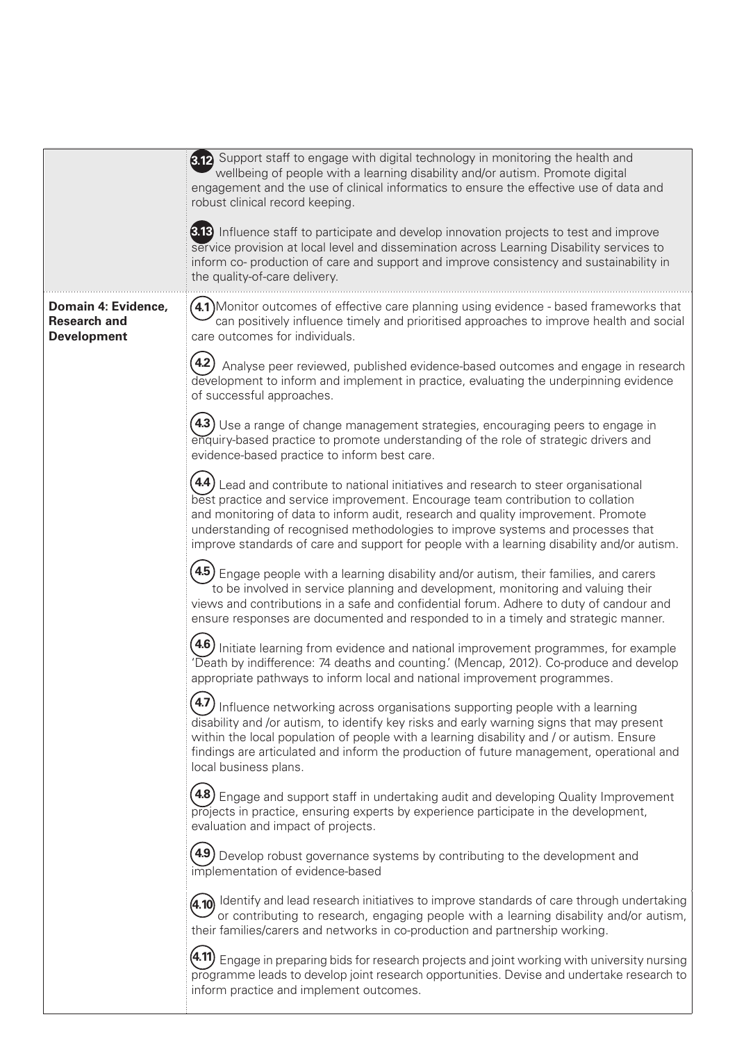| | |
|---|---|
| | **3.12** Support staff to engage with digital technology in monitoring the health and wellbeing of people with a learning disability and/or autism. Promote digital engagement and the use of clinical informatics to ensure the effective use of data and robust clinical record keeping.<br><br>**3.13** Influence staff to participate and develop innovation projects to test and improve service provision at local level and dissemination across Learning Disability services to inform co- production of care and support and improve consistency and sustainability in the quality-of-care delivery. |
| **Domain 4: Evidence, Research and Development** | **4.1** Monitor outcomes of effective care planning using evidence - based frameworks that can positively influence timely and prioritised approaches to improve health and social care outcomes for individuals.<br><br>**4.2** Analyse peer reviewed, published evidence-based outcomes and engage in research development to inform and implement in practice, evaluating the underpinning evidence of successful approaches.<br><br>**4.3** Use a range of change management strategies, encouraging peers to engage in enquiry-based practice to promote understanding of the role of strategic drivers and evidence-based practice to inform best care.<br><br>**4.4** Lead and contribute to national initiatives and research to steer organisational best practice and service improvement. Encourage team contribution to collation and monitoring of data to inform audit, research and quality improvement. Promote understanding of recognised methodologies to improve systems and processes that improve standards of care and support for people with a learning disability and/or autism.<br><br>**4.5** Engage people with a learning disability and/or autism, their families, and carers to be involved in service planning and development, monitoring and valuing their views and contributions in a safe and confidential forum. Adhere to duty of candour and ensure responses are documented and responded to in a timely and strategic manner.<br><br>**4.6** Initiate learning from evidence and national improvement programmes, for example 'Death by indifference: 74 deaths and counting.' (Mencap, 2012). Co-produce and develop appropriate pathways to inform local and national improvement programmes.<br><br>**4.7** Influence networking across organisations supporting people with a learning disability and /or autism, to identify key risks and early warning signs that may present within the local population of people with a learning disability and / or autism. Ensure findings are articulated and inform the production of future management, operational and local business plans.<br><br>**4.8** Engage and support staff in undertaking audit and developing Quality Improvement projects in practice, ensuring experts by experience participate in the development, evaluation and impact of projects.<br><br>**4.9** Develop robust governance systems by contributing to the development and implementation of evidence-based<br><br>**4.10** Identify and lead research initiatives to improve standards of care through undertaking or contributing to research, engaging people with a learning disability and/or autism, their families/carers and networks in co-production and partnership working.<br><br>**4.11** Engage in preparing bids for research projects and joint working with university nursing programme leads to develop joint research opportunities. Devise and undertake research to inform practice and implement outcomes. |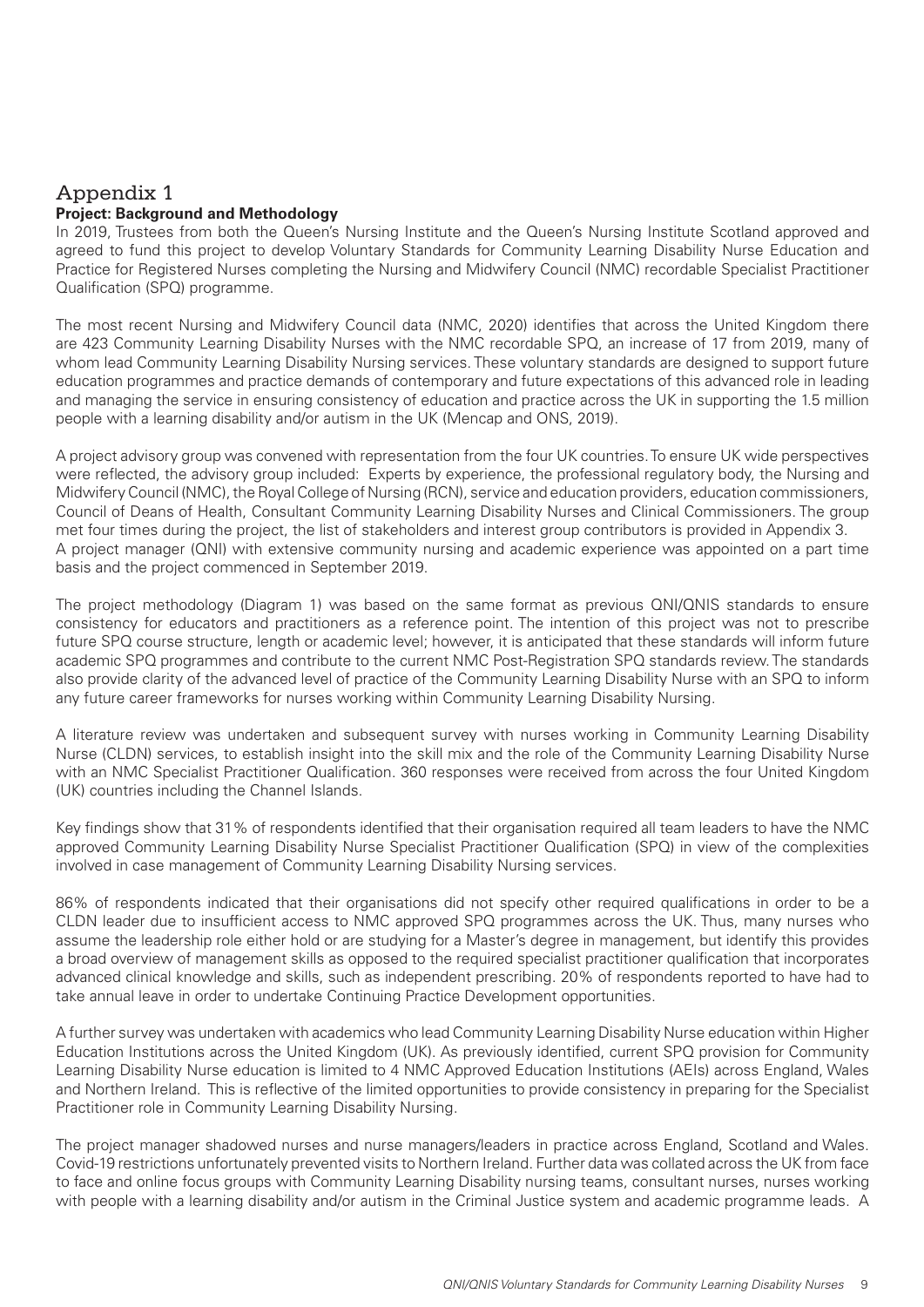# Appendix 1

**Project: Background and Methodology**

In 2019, Trustees from both the Queen's Nursing Institute and the Queen's Nursing Institute Scotland approved and agreed to fund this project to develop Voluntary Standards for Community Learning Disability Nurse Education and Practice for Registered Nurses completing the Nursing and Midwifery Council (NMC) recordable Specialist Practitioner Qualification (SPQ) programme.

The most recent Nursing and Midwifery Council data (NMC, 2020) identifies that across the United Kingdom there are 423 Community Learning Disability Nurses with the NMC recordable SPQ, an increase of 17 from 2019, many of whom lead Community Learning Disability Nursing services. These voluntary standards are designed to support future education programmes and practice demands of contemporary and future expectations of this advanced role in leading and managing the service in ensuring consistency of education and practice across the UK in supporting the 1.5 million people with a learning disability and/or autism in the UK (Mencap and ONS, 2019).

A project advisory group was convened with representation from the four UK countries. To ensure UK wide perspectives were reflected, the advisory group included: Experts by experience, the professional regulatory body, the Nursing and Midwifery Council (NMC), the Royal College of Nursing (RCN), service and education providers, education commissioners, Council of Deans of Health, Consultant Community Learning Disability Nurses and Clinical Commissioners. The group met four times during the project, the list of stakeholders and interest group contributors is provided in Appendix 3.
A project manager (QNI) with extensive community nursing and academic experience was appointed on a part time basis and the project commenced in September 2019.

The project methodology (Diagram 1) was based on the same format as previous QNI/QNIS standards to ensure consistency for educators and practitioners as a reference point. The intention of this project was not to prescribe future SPQ course structure, length or academic level; however, it is anticipated that these standards will inform future academic SPQ programmes and contribute to the current NMC Post-Registration SPQ standards review. The standards also provide clarity of the advanced level of practice of the Community Learning Disability Nurse with an SPQ to inform any future career frameworks for nurses working within Community Learning Disability Nursing.

A literature review was undertaken and subsequent survey with nurses working in Community Learning Disability Nurse (CLDN) services, to establish insight into the skill mix and the role of the Community Learning Disability Nurse with an NMC Specialist Practitioner Qualification. 360 responses were received from across the four United Kingdom (UK) countries including the Channel Islands.

Key findings show that 31% of respondents identified that their organisation required all team leaders to have the NMC approved Community Learning Disability Nurse Specialist Practitioner Qualification (SPQ) in view of the complexities involved in case management of Community Learning Disability Nursing services.

86% of respondents indicated that their organisations did not specify other required qualifications in order to be a CLDN leader due to insufficient access to NMC approved SPQ programmes across the UK. Thus, many nurses who assume the leadership role either hold or are studying for a Master's degree in management, but identify this provides a broad overview of management skills as opposed to the required specialist practitioner qualification that incorporates advanced clinical knowledge and skills, such as independent prescribing. 20% of respondents reported to have had to take annual leave in order to undertake Continuing Practice Development opportunities.

A further survey was undertaken with academics who lead Community Learning Disability Nurse education within Higher Education Institutions across the United Kingdom (UK). As previously identified, current SPQ provision for Community Learning Disability Nurse education is limited to 4 NMC Approved Education Institutions (AEIs) across England, Wales and Northern Ireland. This is reflective of the limited opportunities to provide consistency in preparing for the Specialist Practitioner role in Community Learning Disability Nursing.

The project manager shadowed nurses and nurse managers/leaders in practice across England, Scotland and Wales. Covid-19 restrictions unfortunately prevented visits to Northern Ireland. Further data was collated across the UK from face to face and online focus groups with Community Learning Disability nursing teams, consultant nurses, nurses working with people with a learning disability and/or autism in the Criminal Justice system and academic programme leads. A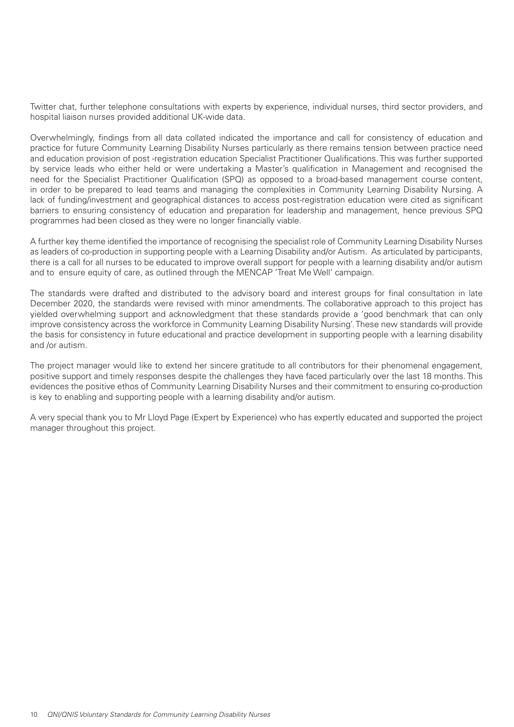Twitter chat, further telephone consultations with experts by experience, individual nurses, third sector providers, and hospital liaison nurses provided additional UK-wide data.

Overwhelmingly, findings from all data collated indicated the importance and call for consistency of education and practice for future Community Learning Disability Nurses particularly as there remains tension between practice need and education provision of post -registration education Specialist Practitioner Qualifications. This was further supported by service leads who either held or were undertaking a Master's qualification in Management and recognised the need for the Specialist Practitioner Qualification (SPQ) as opposed to a broad-based management course content, in order to be prepared to lead teams and managing the complexities in Community Learning Disability Nursing. A lack of funding/investment and geographical distances to access post-registration education were cited as significant barriers to ensuring consistency of education and preparation for leadership and management, hence previous SPQ programmes had been closed as they were no longer financially viable.

A further key theme identified the importance of recognising the specialist role of Community Learning Disability Nurses as leaders of co-production in supporting people with a Learning Disability and/or Autism. As articulated by participants, there is a call for all nurses to be educated to improve overall support for people with a learning disability and/or autism and to ensure equity of care, as outlined through the MENCAP 'Treat Me Well' campaign.

The standards were drafted and distributed to the advisory board and interest groups for final consultation in late December 2020, the standards were revised with minor amendments. The collaborative approach to this project has yielded overwhelming support and acknowledgment that these standards provide a 'good benchmark that can only improve consistency across the workforce in Community Learning Disability Nursing'. These new standards will provide the basis for consistency in future educational and practice development in supporting people with a learning disability and /or autism.

The project manager would like to extend her sincere gratitude to all contributors for their phenomenal engagement, positive support and timely responses despite the challenges they have faced particularly over the last 18 months. This evidences the positive ethos of Community Learning Disability Nurses and their commitment to ensuring co-production is key to enabling and supporting people with a learning disability and/or autism.

A very special thank you to Mr Lloyd Page (Expert by Experience) who has expertly educated and supported the project manager throughout this project.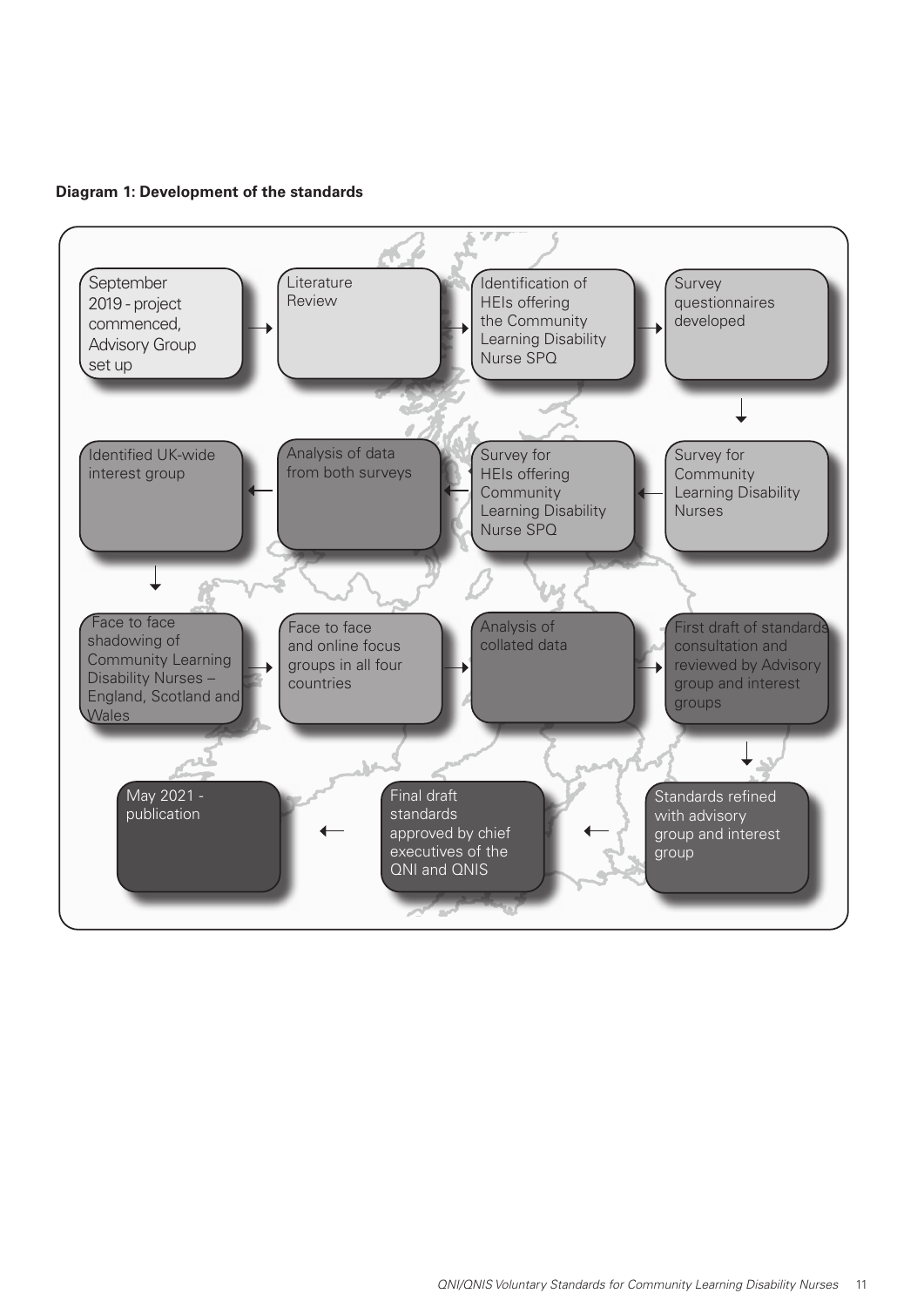**Diagram 1: Development of the standards**

1. September 2019 - project commenced, Advisory Group set up
2. Literature Review
3. Identification of HEIs offering the Community Learning Disability Nurse SPQ
4. Survey questionnaires developed
5. Survey for Community Learning Disability Nurses
6. Survey for HEIs offering Community Learning Disability Nurse SPQ
7. Analysis of data from both surveys
8. Identified UK-wide interest group
9. Face to face shadowing of Community Learning Disability Nurses – England, Scotland and Wales
10. Face to face and online focus groups in all four countries
11. Analysis of collated data
12. First draft of standards consultation and reviewed by Advisory group and interest groups
13. Standards refined with advisory group and interest group
14. Final draft standards approved by chief executives of the QNI and QNIS
15. May 2021 - publication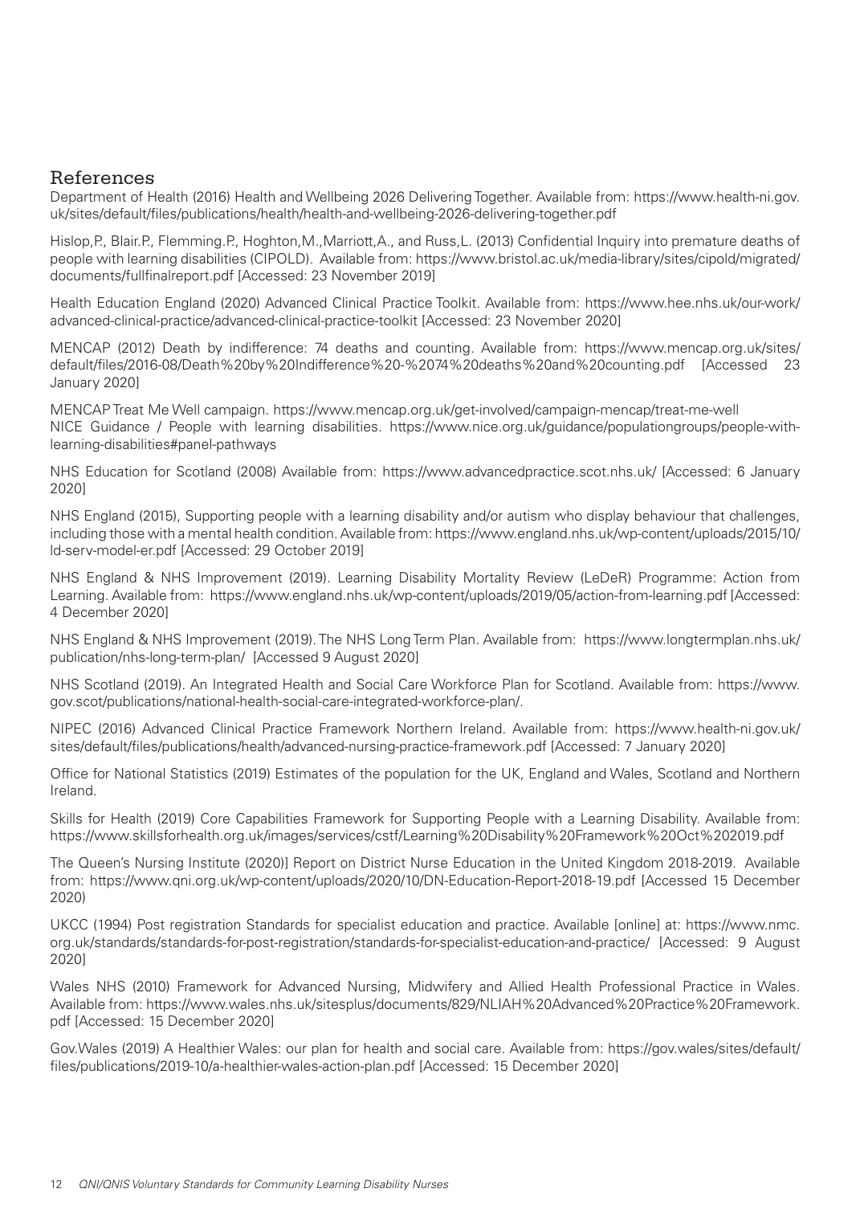## References

Department of Health (2016) Health and Wellbeing 2026 Delivering Together. Available from: https://www.health-ni.gov.uk/sites/default/files/publications/health/health-and-wellbeing-2026-delivering-together.pdf

Hislop,P., Blair.P., Flemming.P., Hoghton,M.,Marriott,A., and Russ,L. (2013) Confidential Inquiry into premature deaths of people with learning disabilities (CIPOLD). Available from: https://www.bristol.ac.uk/media-library/sites/cipold/migrated/documents/fullfinalreport.pdf [Accessed: 23 November 2019]

Health Education England (2020) Advanced Clinical Practice Toolkit. Available from: https://www.hee.nhs.uk/our-work/advanced-clinical-practice/advanced-clinical-practice-toolkit [Accessed: 23 November 2020]

MENCAP (2012) Death by indifference: 74 deaths and counting. Available from: https://www.mencap.org.uk/sites/default/files/2016-08/Death%20by%20Indifference%20-%2074%20deaths%20and%20counting.pdf [Accessed 23 January 2020]

MENCAP Treat Me Well campaign. https://www.mencap.org.uk/get-involved/campaign-mencap/treat-me-well
NICE Guidance / People with learning disabilities. https://www.nice.org.uk/guidance/populationgroups/people-with-learning-disabilities#panel-pathways

NHS Education for Scotland (2008) Available from: https://www.advancedpractice.scot.nhs.uk/ [Accessed: 6 January 2020]

NHS England (2015), Supporting people with a learning disability and/or autism who display behaviour that challenges, including those with a mental health condition. Available from: https://www.england.nhs.uk/wp-content/uploads/2015/10/ld-serv-model-er.pdf [Accessed: 29 October 2019]

NHS England & NHS Improvement (2019). Learning Disability Mortality Review (LeDeR) Programme: Action from Learning. Available from: https://www.england.nhs.uk/wp-content/uploads/2019/05/action-from-learning.pdf [Accessed: 4 December 2020]

NHS England & NHS Improvement (2019). The NHS Long Term Plan. Available from: https://www.longtermplan.nhs.uk/publication/nhs-long-term-plan/ [Accessed 9 August 2020]

NHS Scotland (2019). An Integrated Health and Social Care Workforce Plan for Scotland. Available from: https://www.gov.scot/publications/national-health-social-care-integrated-workforce-plan/.

NIPEC (2016) Advanced Clinical Practice Framework Northern Ireland. Available from: https://www.health-ni.gov.uk/sites/default/files/publications/health/advanced-nursing-practice-framework.pdf [Accessed: 7 January 2020]

Office for National Statistics (2019) Estimates of the population for the UK, England and Wales, Scotland and Northern Ireland.

Skills for Health (2019) Core Capabilities Framework for Supporting People with a Learning Disability. Available from: https://www.skillsforhealth.org.uk/images/services/cstf/Learning%20Disability%20Framework%20Oct%202019.pdf

The Queen's Nursing Institute (2020)] Report on District Nurse Education in the United Kingdom 2018-2019. Available from: https://www.qni.org.uk/wp-content/uploads/2020/10/DN-Education-Report-2018-19.pdf [Accessed 15 December 2020)

UKCC (1994) Post registration Standards for specialist education and practice. Available [online] at: https://www.nmc.org.uk/standards/standards-for-post-registration/standards-for-specialist-education-and-practice/ [Accessed: 9 August 2020]

Wales NHS (2010) Framework for Advanced Nursing, Midwifery and Allied Health Professional Practice in Wales. Available from: https://www.wales.nhs.uk/sitesplus/documents/829/NLIAH%20Advanced%20Practice%20Framework.pdf [Accessed: 15 December 2020]

Gov.Wales (2019) A Healthier Wales: our plan for health and social care. Available from: https://gov.wales/sites/default/files/publications/2019-10/a-healthier-wales-action-plan.pdf [Accessed: 15 December 2020]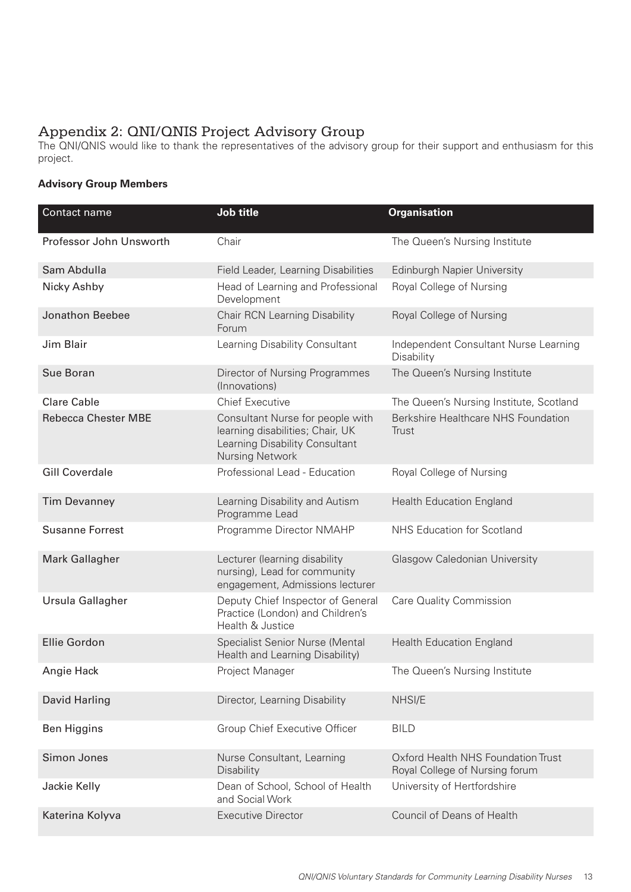## Appendix 2: QNI/QNIS Project Advisory Group

The QNI/QNIS would like to thank the representatives of the advisory group for their support and enthusiasm for this project.

**Advisory Group Members**

| Contact name | Job title | Organisation |
|---|---|---|
| Professor John Unsworth | Chair | The Queen's Nursing Institute |
| Sam Abdulla | Field Leader, Learning Disabilities | Edinburgh Napier University |
| Nicky Ashby | Head of Learning and Professional Development | Royal College of Nursing |
| Jonathon Beebee | Chair RCN Learning Disability Forum | Royal College of Nursing |
| Jim Blair | Learning Disability Consultant | Independent Consultant Nurse Learning Disability |
| Sue Boran | Director of Nursing Programmes (Innovations) | The Queen's Nursing Institute |
| Clare Cable | Chief Executive | The Queen's Nursing Institute, Scotland |
| Rebecca Chester MBE | Consultant Nurse for people with learning disabilities; Chair, UK Learning Disability Consultant Nursing Network | Berkshire Healthcare NHS Foundation Trust |
| Gill Coverdale | Professional Lead - Education | Royal College of Nursing |
| Tim Devanney | Learning Disability and Autism Programme Lead | Health Education England |
| Susanne Forrest | Programme Director NMAHP | NHS Education for Scotland |
| Mark Gallagher | Lecturer (learning disability nursing), Lead for community engagement, Admissions lecturer | Glasgow Caledonian University |
| Ursula Gallagher | Deputy Chief Inspector of General Practice (London) and Children's Health & Justice | Care Quality Commission |
| Ellie Gordon | Specialist Senior Nurse (Mental Health and Learning Disability) | Health Education England |
| Angie Hack | Project Manager | The Queen's Nursing Institute |
| David Harling | Director, Learning Disability | NHSI/E |
| Ben Higgins | Group Chief Executive Officer | BILD |
| Simon Jones | Nurse Consultant, Learning Disability | Oxford Health NHS Foundation Trust Royal College of Nursing forum |
| Jackie Kelly | Dean of School, School of Health and Social Work | University of Hertfordshire |
| Katerina Kolyva | Executive Director | Council of Deans of Health |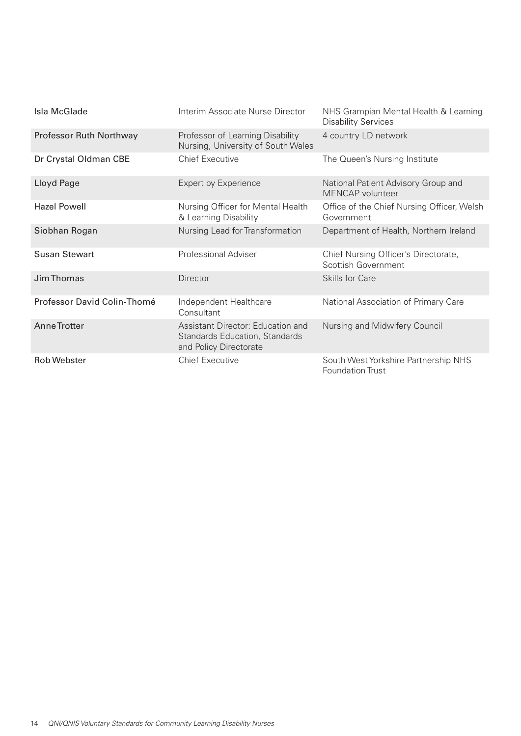| | | |
|---|---|---|
| Isla McGlade | Interim Associate Nurse Director | NHS Grampian Mental Health & Learning Disability Services |
| Professor Ruth Northway | Professor of Learning Disability Nursing, University of South Wales | 4 country LD network |
| Dr Crystal Oldman CBE | Chief Executive | The Queen's Nursing Institute |
| Lloyd Page | Expert by Experience | National Patient Advisory Group and MENCAP volunteer |
| Hazel Powell | Nursing Officer for Mental Health & Learning Disability | Office of the Chief Nursing Officer, Welsh Government |
| Siobhan Rogan | Nursing Lead for Transformation | Department of Health, Northern Ireland |
| Susan Stewart | Professional Adviser | Chief Nursing Officer's Directorate, Scottish Government |
| Jim Thomas | Director | Skills for Care |
| Professor David Colin-Thomé | Independent Healthcare Consultant | National Association of Primary Care |
| Anne Trotter | Assistant Director: Education and Standards Education, Standards and Policy Directorate | Nursing and Midwifery Council |
| Rob Webster | Chief Executive | South West Yorkshire Partnership NHS Foundation Trust |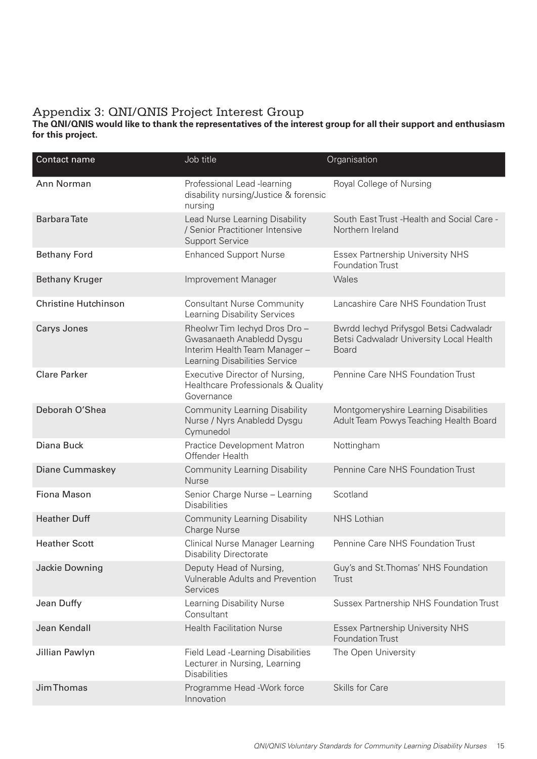## Appendix 3: QNI/QNIS Project Interest Group

**The QNI/QNIS would like to thank the representatives of the interest group for all their support and enthusiasm for this project.**

| Contact name | Job title | Organisation |
|---|---|---|
| Ann Norman | Professional Lead -learning disability nursing/Justice & forensic nursing | Royal College of Nursing |
| Barbara Tate | Lead Nurse Learning Disability / Senior Practitioner Intensive Support Service | South East Trust -Health and Social Care - Northern Ireland |
| Bethany Ford | Enhanced Support Nurse | Essex Partnership University NHS Foundation Trust |
| Bethany Kruger | Improvement Manager | Wales |
| Christine Hutchinson | Consultant Nurse Community Learning Disability Services | Lancashire Care NHS Foundation Trust |
| Carys Jones | Rheolwr Tim Iechyd Dros Dro – Gwasanaeth Anabledd Dysgu Interim Health Team Manager – Learning Disabilities Service | Bwrdd Iechyd Prifysgol Betsi Cadwaladr Betsi Cadwaladr University Local Health Board |
| Clare Parker | Executive Director of Nursing, Healthcare Professionals & Quality Governance | Pennine Care NHS Foundation Trust |
| Deborah O'Shea | Community Learning Disability Nurse / Nyrs Anabledd Dysgu Cymunedol | Montgomeryshire Learning Disabilities Adult Team Powys Teaching Health Board |
| Diana Buck | Practice Development Matron Offender Health | Nottingham |
| Diane Cummaskey | Community Learning Disability Nurse | Pennine Care NHS Foundation Trust |
| Fiona Mason | Senior Charge Nurse – Learning Disabilities | Scotland |
| Heather Duff | Community Learning Disability Charge Nurse | NHS Lothian |
| Heather Scott | Clinical Nurse Manager Learning Disability Directorate | Pennine Care NHS Foundation Trust |
| Jackie Downing | Deputy Head of Nursing, Vulnerable Adults and Prevention Services | Guy's and St.Thomas' NHS Foundation Trust |
| Jean Duffy | Learning Disability Nurse Consultant | Sussex Partnership NHS Foundation Trust |
| Jean Kendall | Health Facilitation Nurse | Essex Partnership University NHS Foundation Trust |
| Jillian Pawlyn | Field Lead -Learning Disabilities Lecturer in Nursing, Learning Disabilities | The Open University |
| Jim Thomas | Programme Head -Work force Innovation | Skills for Care |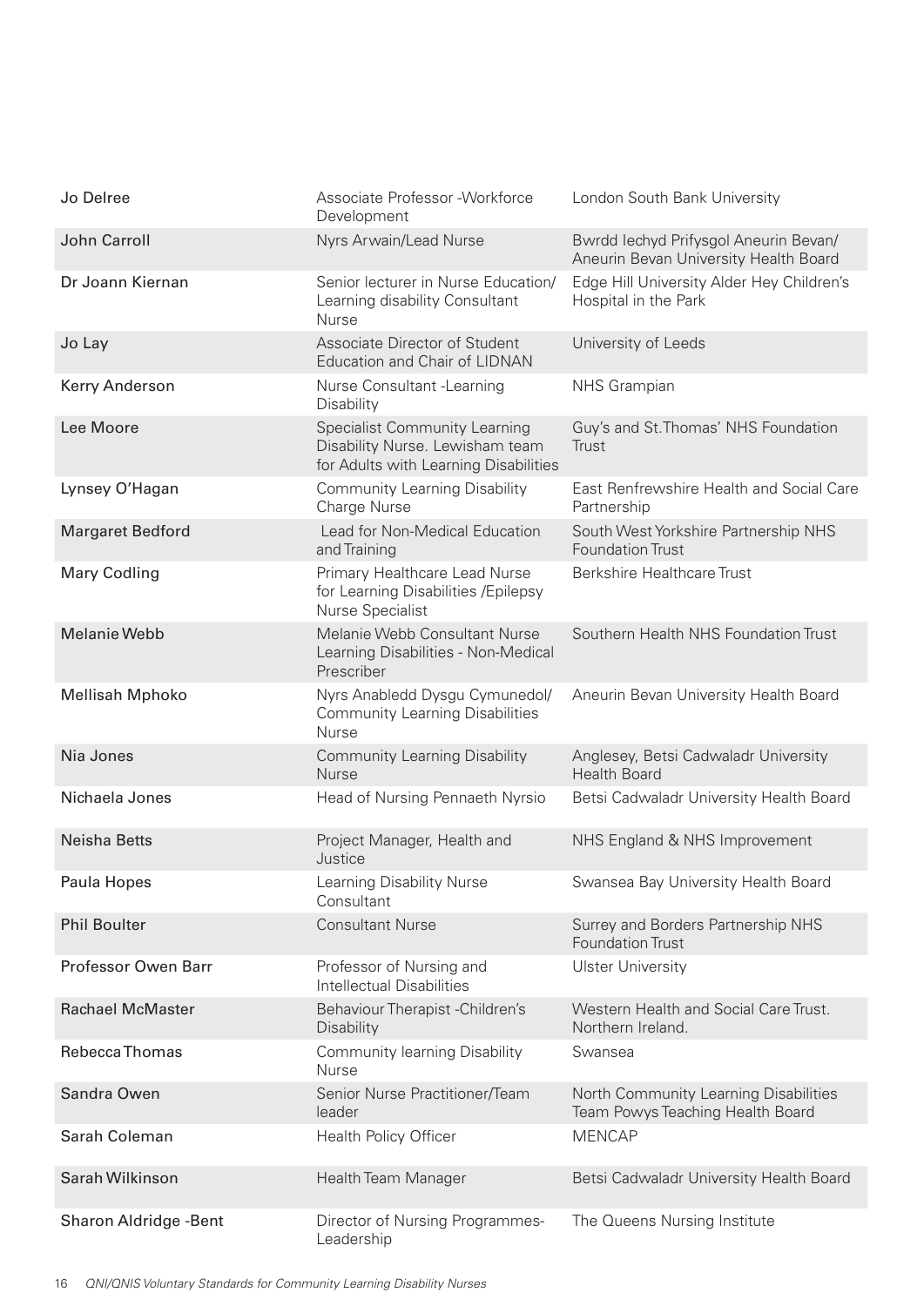| | | |
|---|---|---|
| Jo Delree | Associate Professor -Workforce Development | London South Bank University |
| John Carroll | Nyrs Arwain/Lead Nurse | Bwrdd Iechyd Prifysgol Aneurin Bevan/ Aneurin Bevan University Health Board |
| Dr Joann Kiernan | Senior lecturer in Nurse Education/ Learning disability Consultant Nurse | Edge Hill University Alder Hey Children's Hospital in the Park |
| Jo Lay | Associate Director of Student Education and Chair of LIDNAN | University of Leeds |
| Kerry Anderson | Nurse Consultant -Learning Disability | NHS Grampian |
| Lee Moore | Specialist Community Learning Disability Nurse. Lewisham team for Adults with Learning Disabilities | Guy's and St.Thomas' NHS Foundation Trust |
| Lynsey O'Hagan | Community Learning Disability Charge Nurse | East Renfrewshire Health and Social Care Partnership |
| Margaret Bedford | Lead for Non-Medical Education and Training | South West Yorkshire Partnership NHS Foundation Trust |
| Mary Codling | Primary Healthcare Lead Nurse for Learning Disabilities /Epilepsy Nurse Specialist | Berkshire Healthcare Trust |
| Melanie Webb | Melanie Webb Consultant Nurse Learning Disabilities - Non-Medical Prescriber | Southern Health NHS Foundation Trust |
| Mellisah Mphoko | Nyrs Anabledd Dysgu Cymunedol/ Community Learning Disabilities Nurse | Aneurin Bevan University Health Board |
| Nia Jones | Community Learning Disability Nurse | Anglesey, Betsi Cadwaladr University Health Board |
| Nichaela Jones | Head of Nursing Pennaeth Nyrsio | Betsi Cadwaladr University Health Board |
| Neisha Betts | Project Manager, Health and Justice | NHS England & NHS Improvement |
| Paula Hopes | Learning Disability Nurse Consultant | Swansea Bay University Health Board |
| Phil Boulter | Consultant Nurse | Surrey and Borders Partnership NHS Foundation Trust |
| Professor Owen Barr | Professor of Nursing and Intellectual Disabilities | Ulster University |
| Rachael McMaster | Behaviour Therapist -Children's Disability | Western Health and Social Care Trust. Northern Ireland. |
| Rebecca Thomas | Community learning Disability Nurse | Swansea |
| Sandra Owen | Senior Nurse Practitioner/Team leader | North Community Learning Disabilities Team Powys Teaching Health Board |
| Sarah Coleman | Health Policy Officer | MENCAP |
| Sarah Wilkinson | Health Team Manager | Betsi Cadwaladr University Health Board |
| Sharon Aldridge -Bent | Director of Nursing Programmes-Leadership | The Queens Nursing Institute |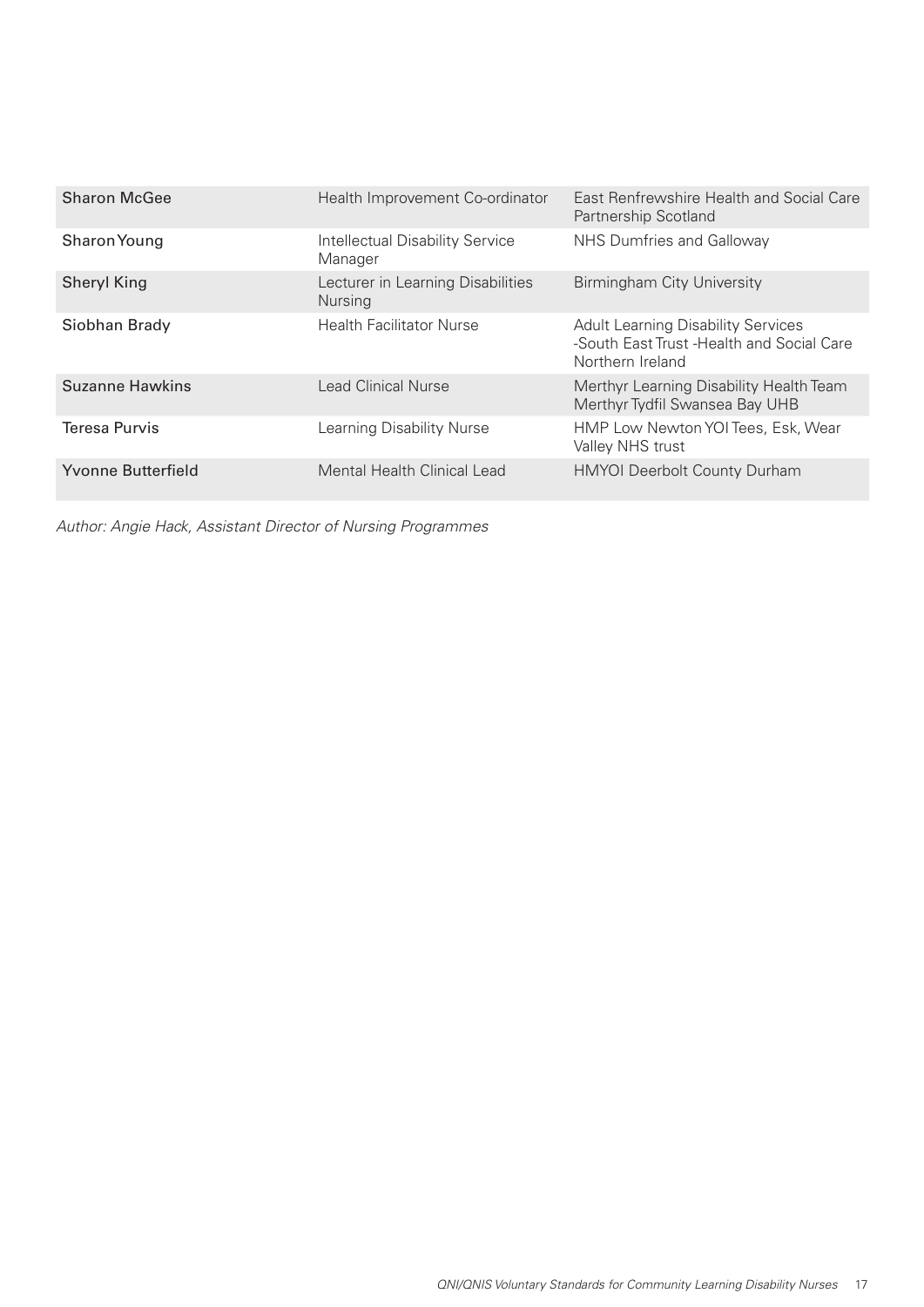| | | |
|---|---|---|
| Sharon McGee | Health Improvement Co-ordinator | East Renfrewshire Health and Social Care Partnership Scotland |
| Sharon Young | Intellectual Disability Service Manager | NHS Dumfries and Galloway |
| Sheryl King | Lecturer in Learning Disabilities Nursing | Birmingham City University |
| Siobhan Brady | Health Facilitator Nurse | Adult Learning Disability Services -South East Trust -Health and Social Care Northern Ireland |
| Suzanne Hawkins | Lead Clinical Nurse | Merthyr Learning Disability Health Team Merthyr Tydfil Swansea Bay UHB |
| Teresa Purvis | Learning Disability Nurse | HMP Low Newton YOI Tees, Esk, Wear Valley NHS trust |
| Yvonne Butterfield | Mental Health Clinical Lead | HMYOI Deerbolt County Durham |

*Author: Angie Hack, Assistant Director of Nursing Programmes*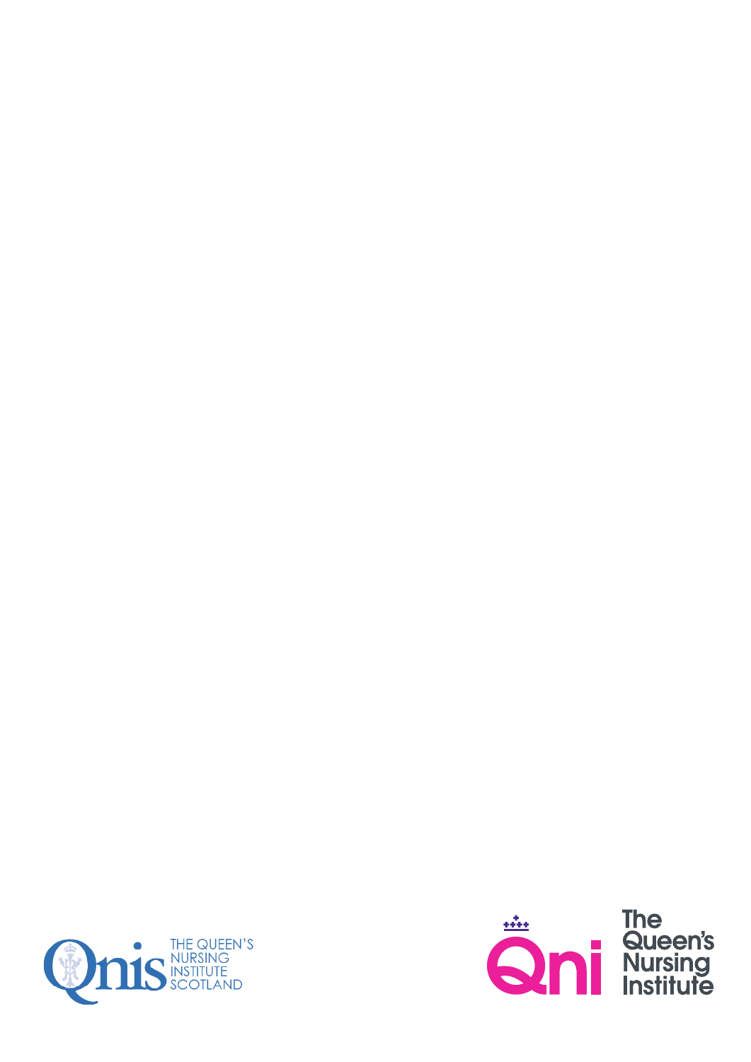Qnis THE QUEEN'S NURSING INSTITUTE SCOTLAND

Qni The Queen's Nursing Institute